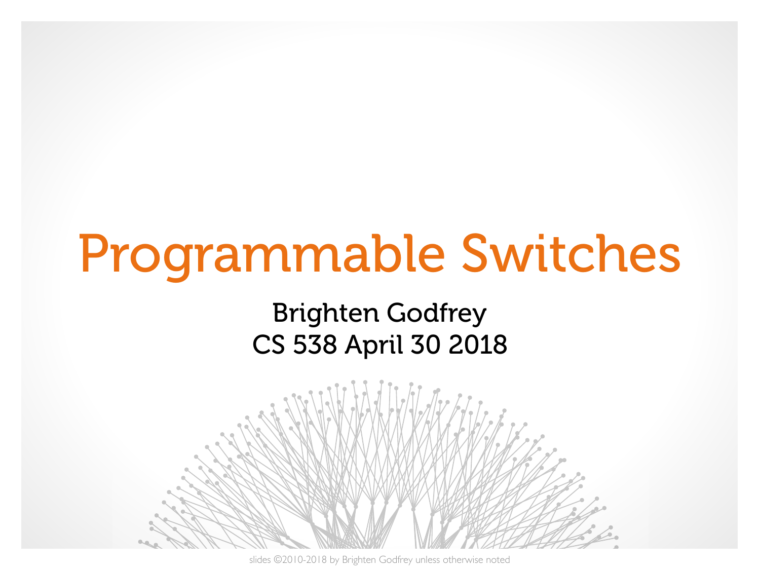# Programmable Switches

Brighten Godfrey
CS 538 April 30 2018

slides ©2010-2018 by Brighten Godfrey unless otherwise noted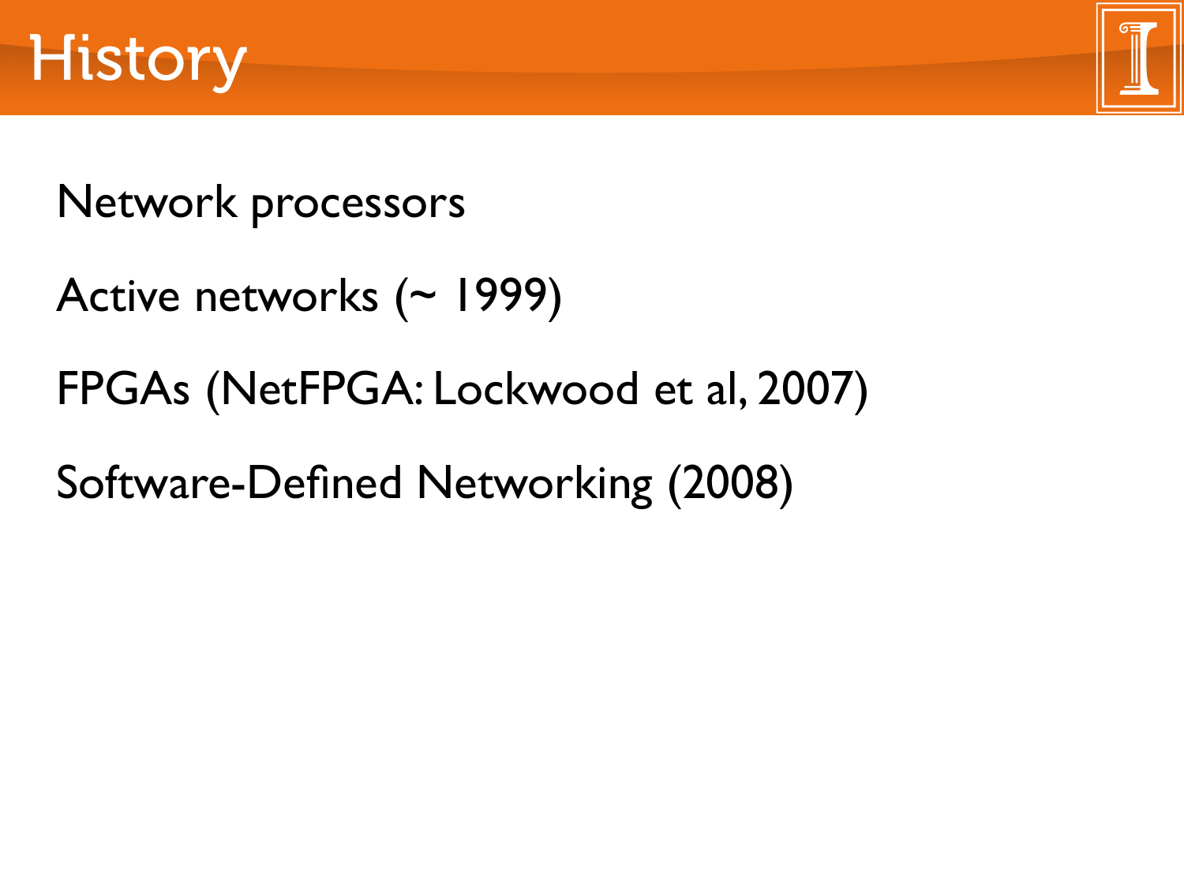# History

Network processors

Active networks (~ 1999)

FPGAs (NetFPGA: Lockwood et al, 2007)

Software-Defined Networking (2008)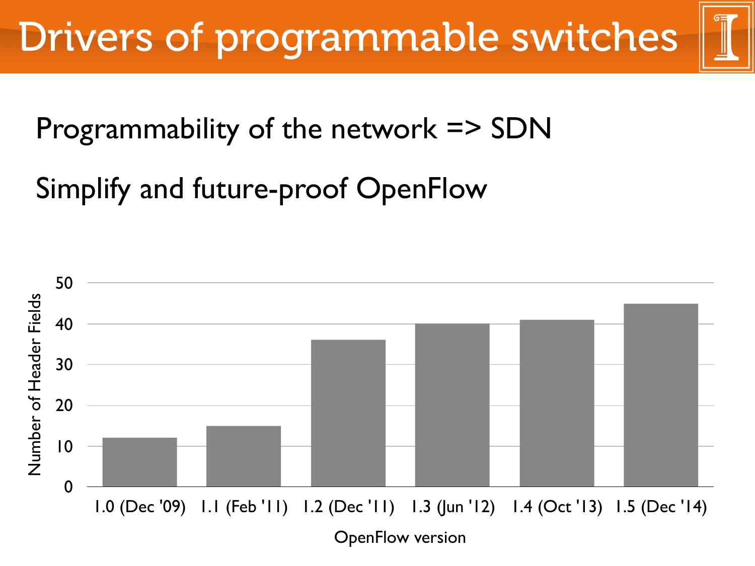# Drivers of programmable switches

Programmability of the network => SDN

Simplify and future-proof OpenFlow

| OpenFlow version | Number of Header Fields |
| --- | --- |
| 1.0 (Dec '09) | 12 |
| 1.1 (Feb '11) | 15 |
| 1.2 (Dec '11) | 36 |
| 1.3 (Jun '12) | 40 |
| 1.4 (Oct '13) | 41 |
| 1.5 (Dec '14) | 45 |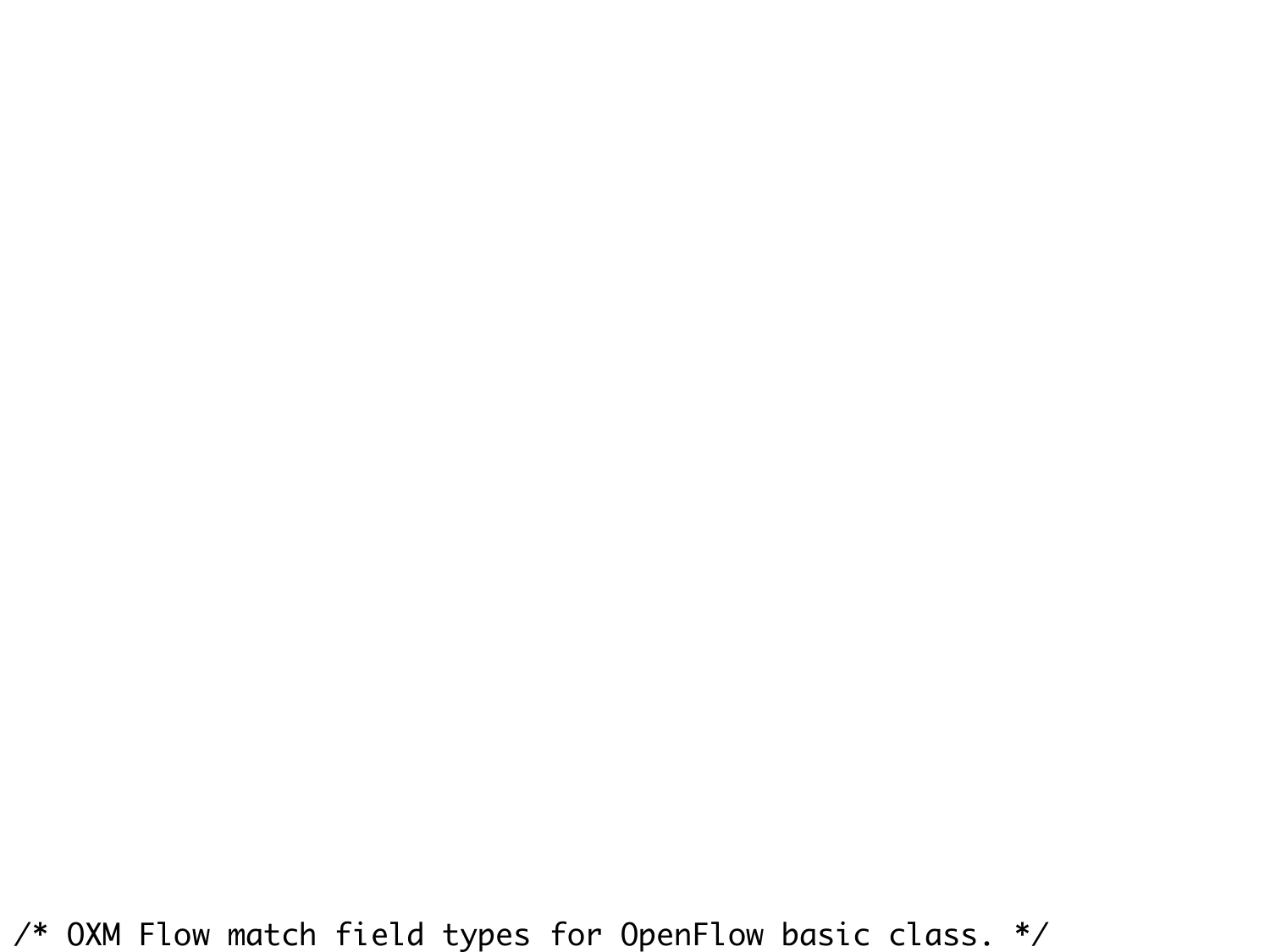```
/* OXM Flow match field types for OpenFlow basic class. */
```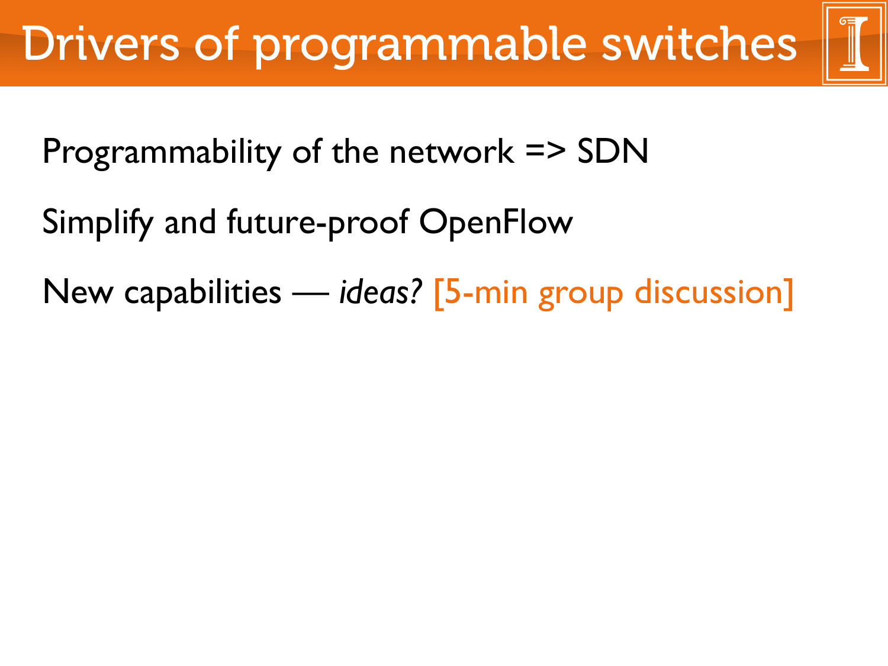# Drivers of programmable switches

Programmability of the network => SDN

Simplify and future-proof OpenFlow

New capabilities — *ideas?* [5-min group discussion]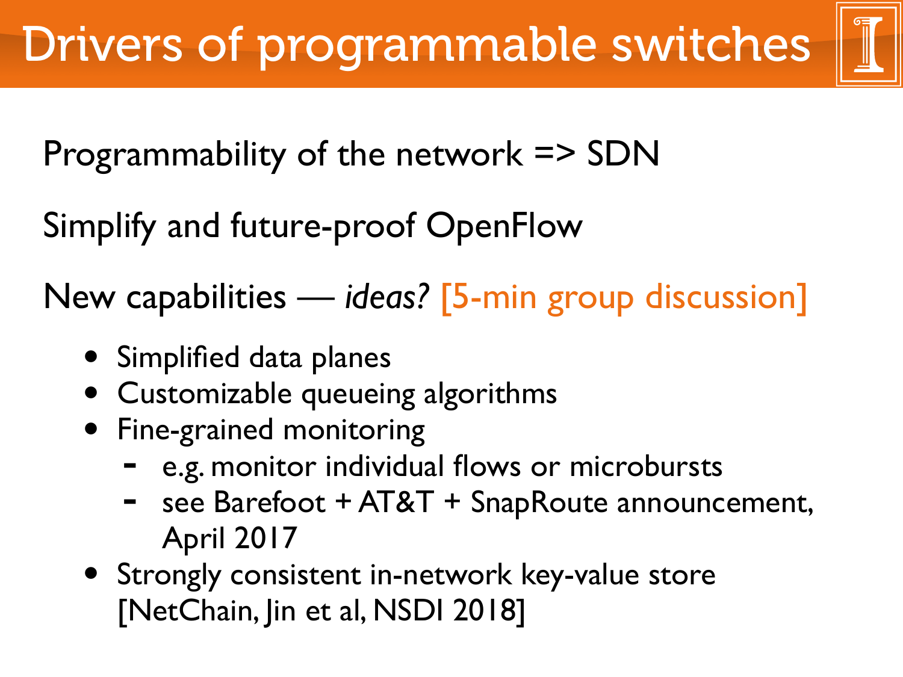# Drivers of programmable switches

Programmability of the network => SDN

Simplify and future-proof OpenFlow

New capabilities — *ideas?* [5-min group discussion]

- Simplified data planes
- Customizable queueing algorithms
- Fine-grained monitoring
  - e.g. monitor individual flows or microbursts
  - see Barefoot + AT&T + SnapRoute announcement, April 2017
- Strongly consistent in-network key-value store [NetChain, Jin et al, NSDI 2018]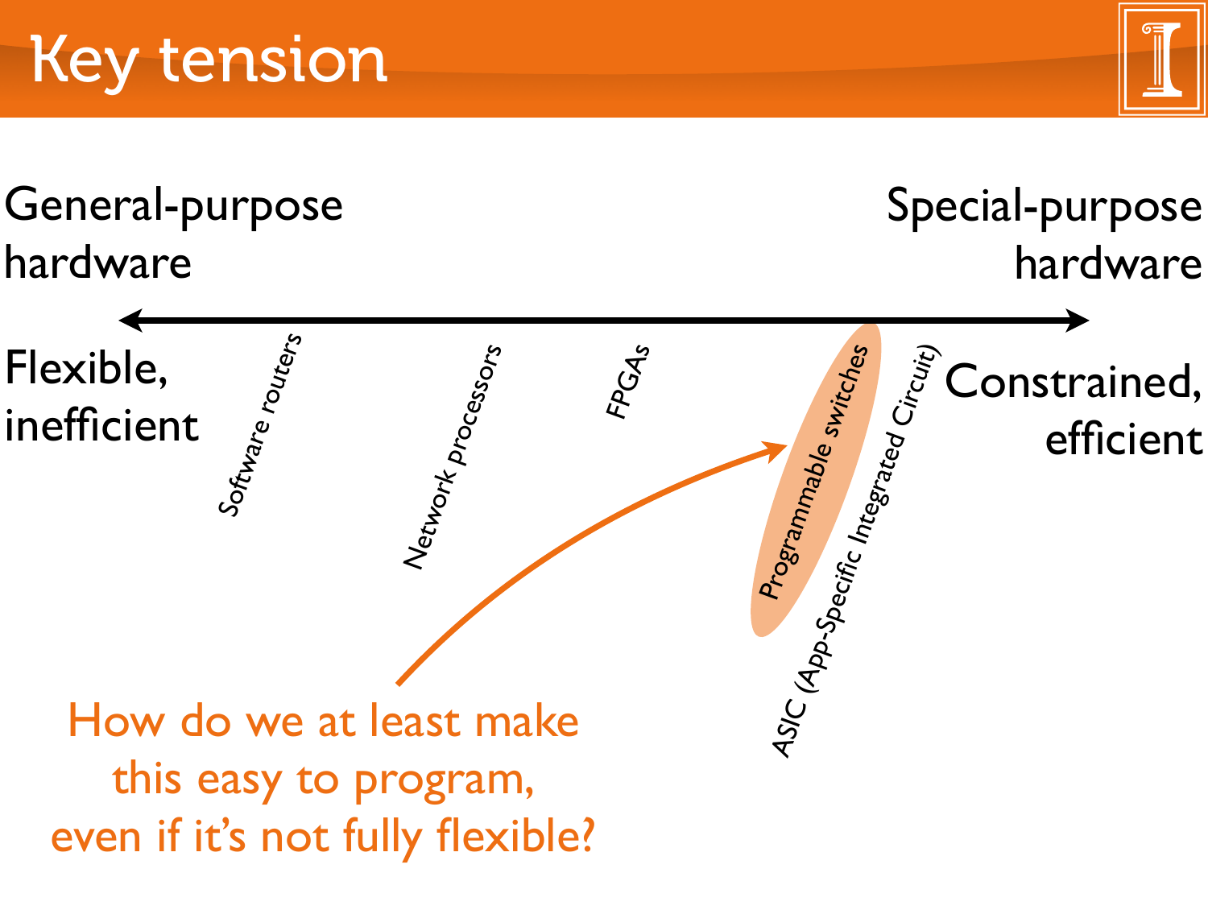# Key tension

General-purpose hardware

Special-purpose hardware

Flexible, inefficient

Constrained, efficient

Software routers

Network processors

FPGAs

Programmable switches

ASIC (App-Specific Integrated Circuit)

How do we at least make this easy to program, even if it's not fully flexible?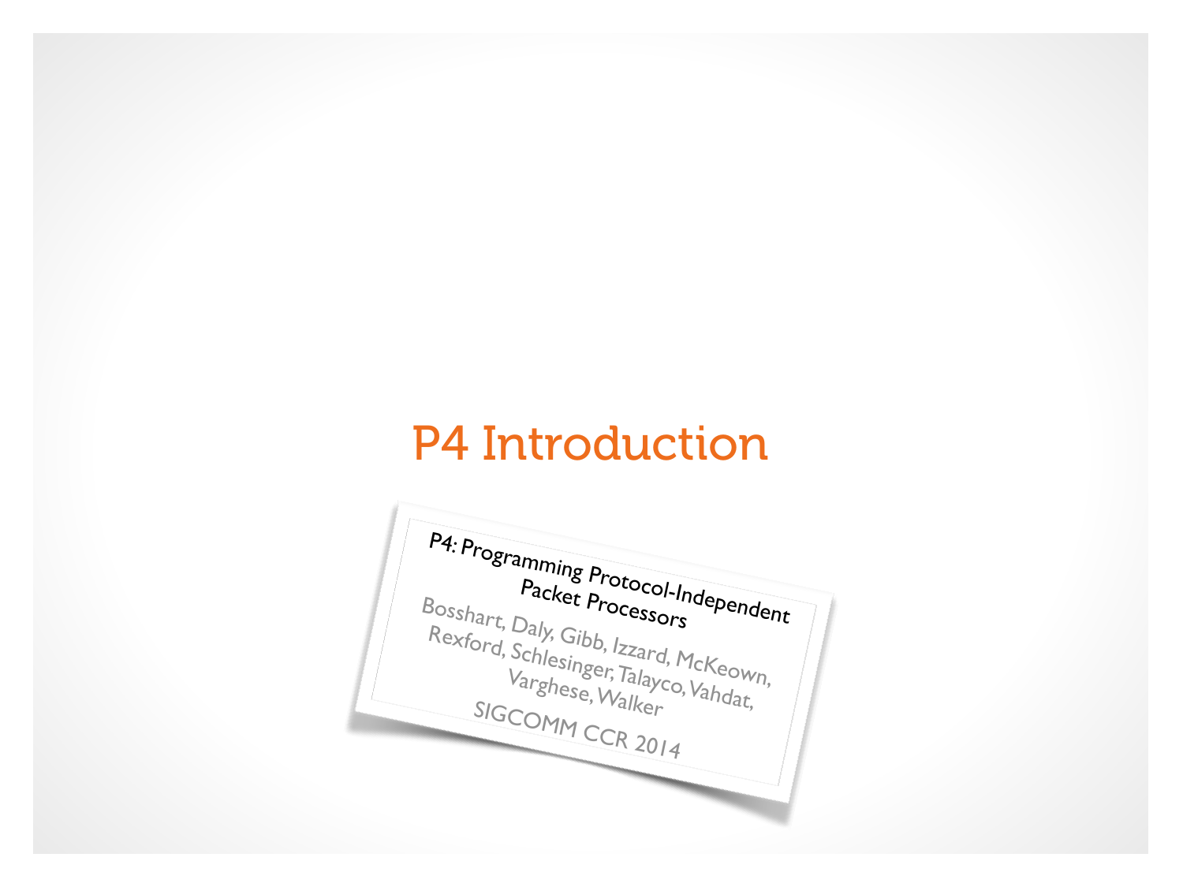# P4 Introduction

P4: Programming Protocol-Independent Packet Processors

Bosshart, Daly, Gibb, Izzard, McKeown, Rexford, Schlesinger, Talayco, Vahdat, Varghese, Walker

SIGCOMM CCR 2014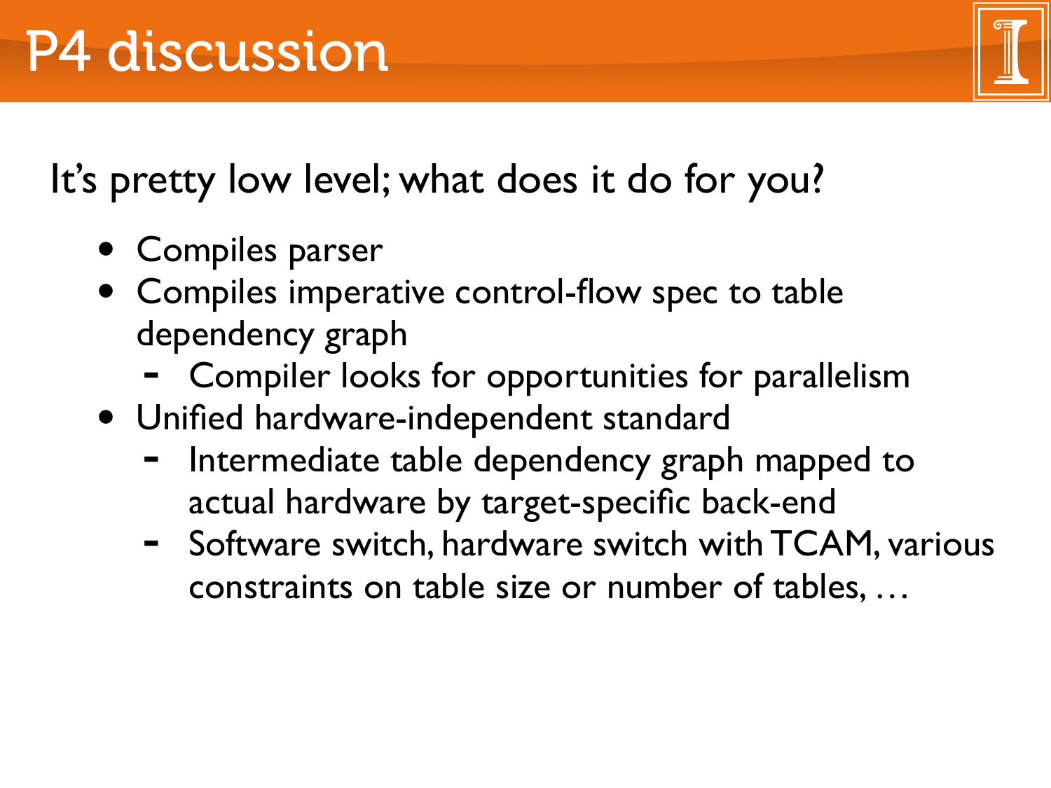# P4 discussion

It's pretty low level; what does it do for you?

- Compiles parser
- Compiles imperative control-flow spec to table dependency graph
  - Compiler looks for opportunities for parallelism
- Unified hardware-independent standard
  - Intermediate table dependency graph mapped to actual hardware by target-specific back-end
  - Software switch, hardware switch with TCAM, various constraints on table size or number of tables, …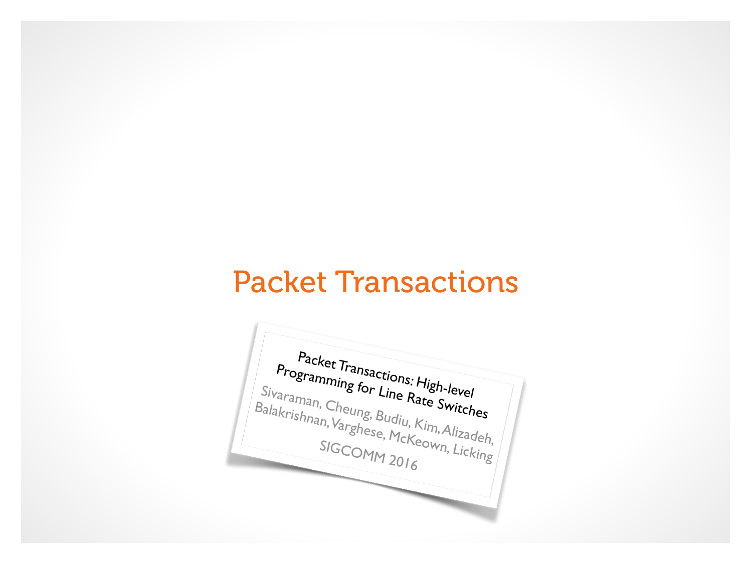# Packet Transactions

Packet Transactions: High-level Programming for Line Rate Switches

Sivaraman, Cheung, Budiu, Kim, Alizadeh, Balakrishnan, Varghese, McKeown, Licking

SIGCOMM 2016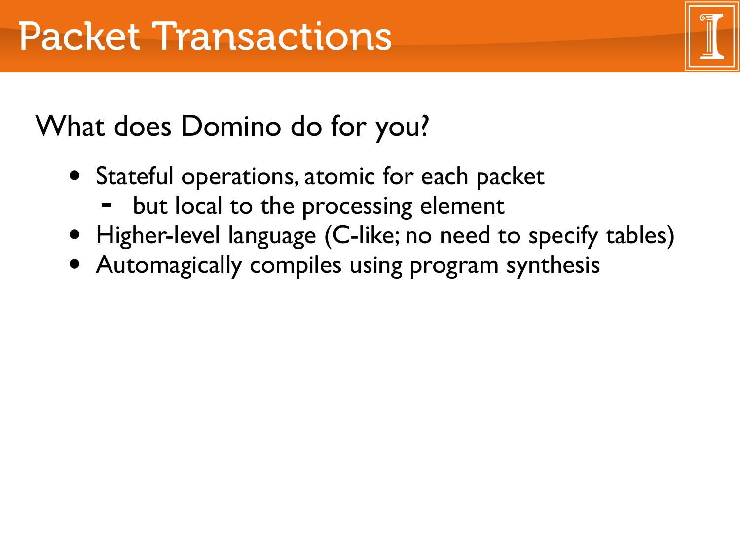# Packet Transactions

What does Domino do for you?

- Stateful operations, atomic for each packet
  - but local to the processing element
- Higher-level language (C-like; no need to specify tables)
- Automagically compiles using program synthesis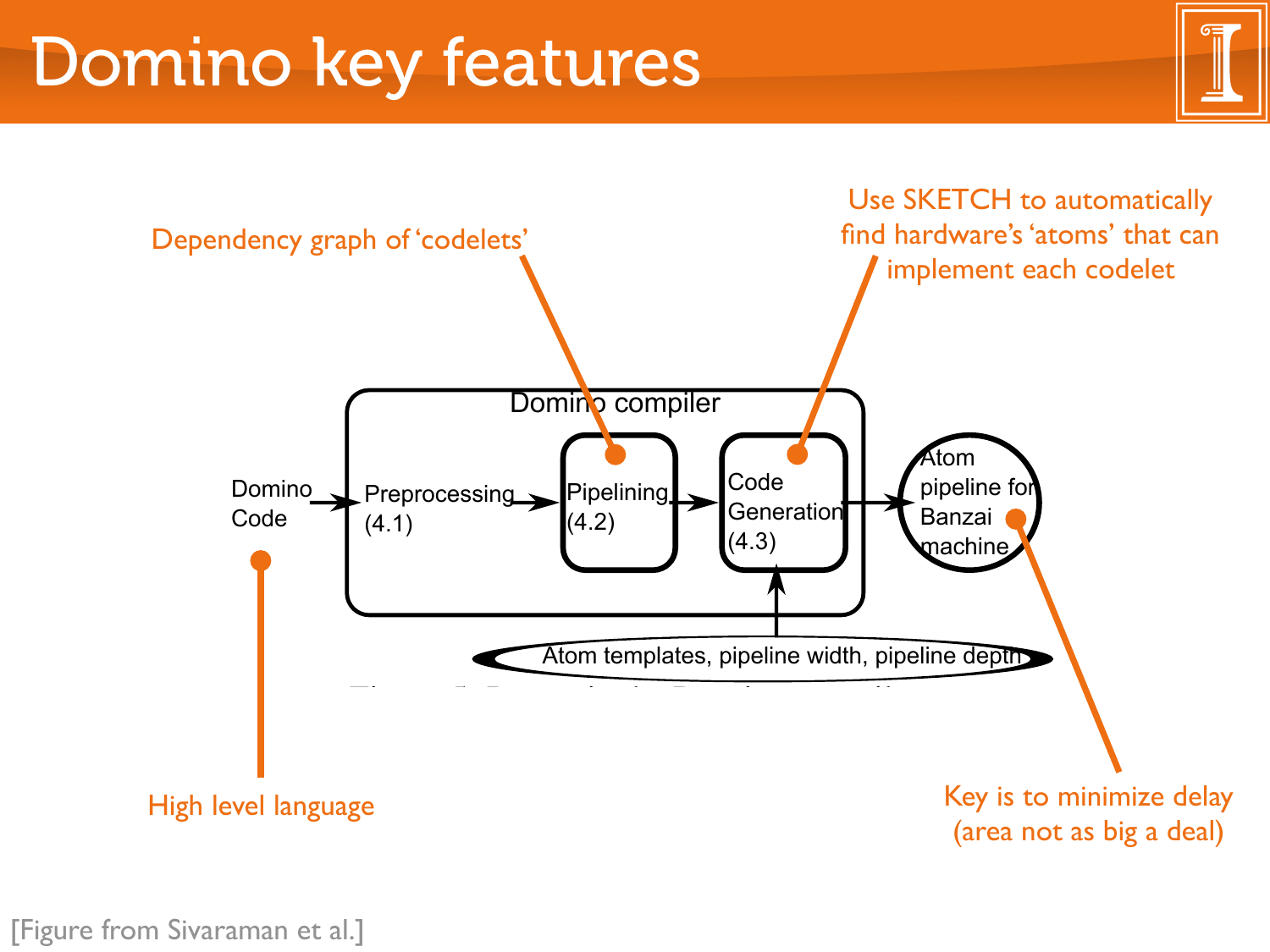# Domino key features

Dependency graph of 'codelets'

Use SKETCH to automatically find hardware's 'atoms' that can implement each codelet

Domino compiler

Domino Code → Preprocessing (4.1) → Pipelining (4.2) → Code Generation (4.3) → Atom pipeline for Banzai machine

Atom templates, pipeline width, pipeline depth

High level language

Key is to minimize delay (area not as big a deal)

[Figure from Sivaraman et al.]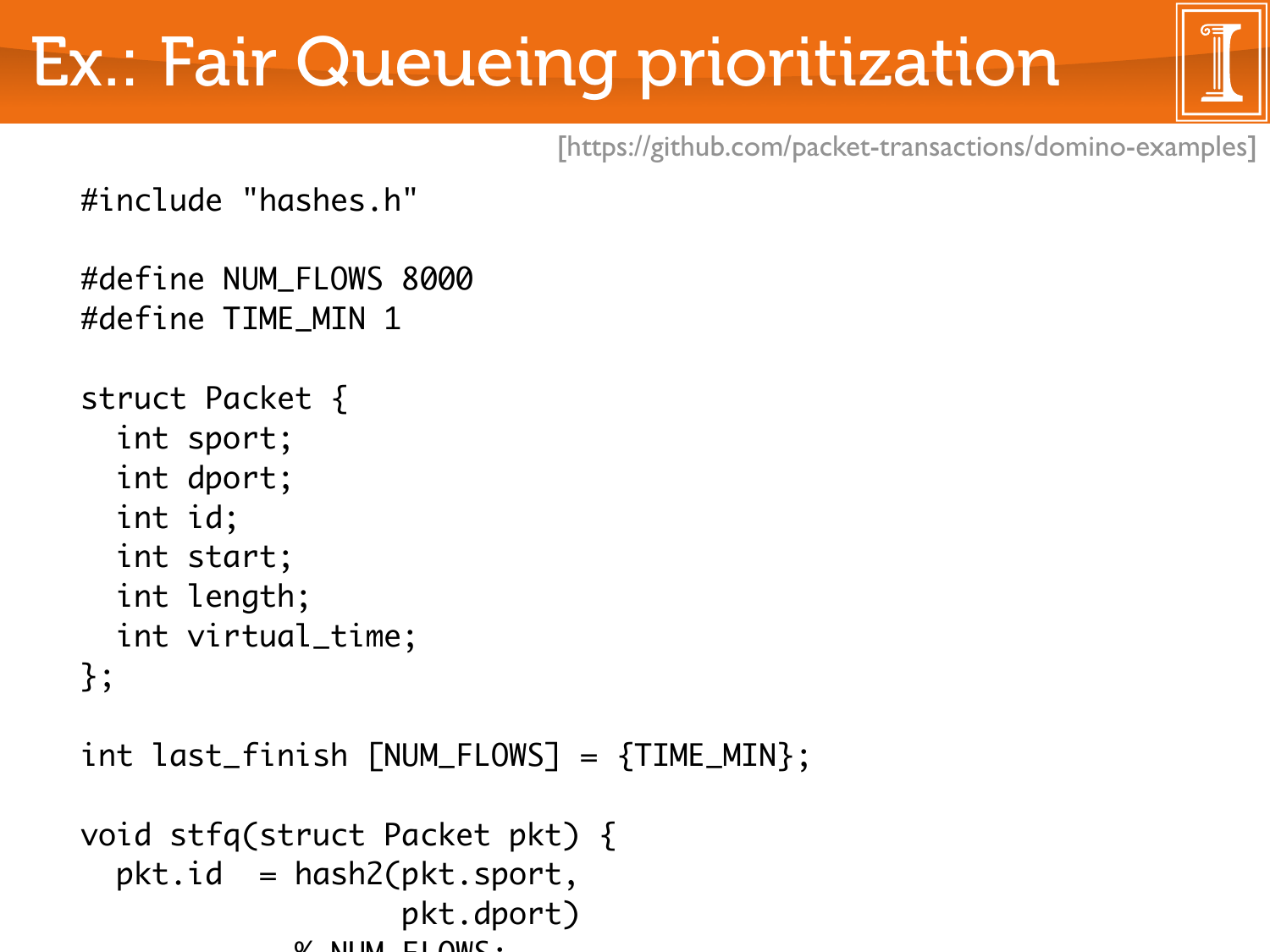# Ex.: Fair Queueing prioritization

[https://github.com/packet-transactions/domino-examples]

```
#include "hashes.h"

#define NUM_FLOWS 8000
#define TIME_MIN 1

struct Packet {
  int sport;
  int dport;
  int id;
  int start;
  int length;
  int virtual_time;
};

int last_finish [NUM_FLOWS] = {TIME_MIN};

void stfq(struct Packet pkt) {
  pkt.id  = hash2(pkt.sport,
                  pkt.dport)
            % NUM_FLOWS;
```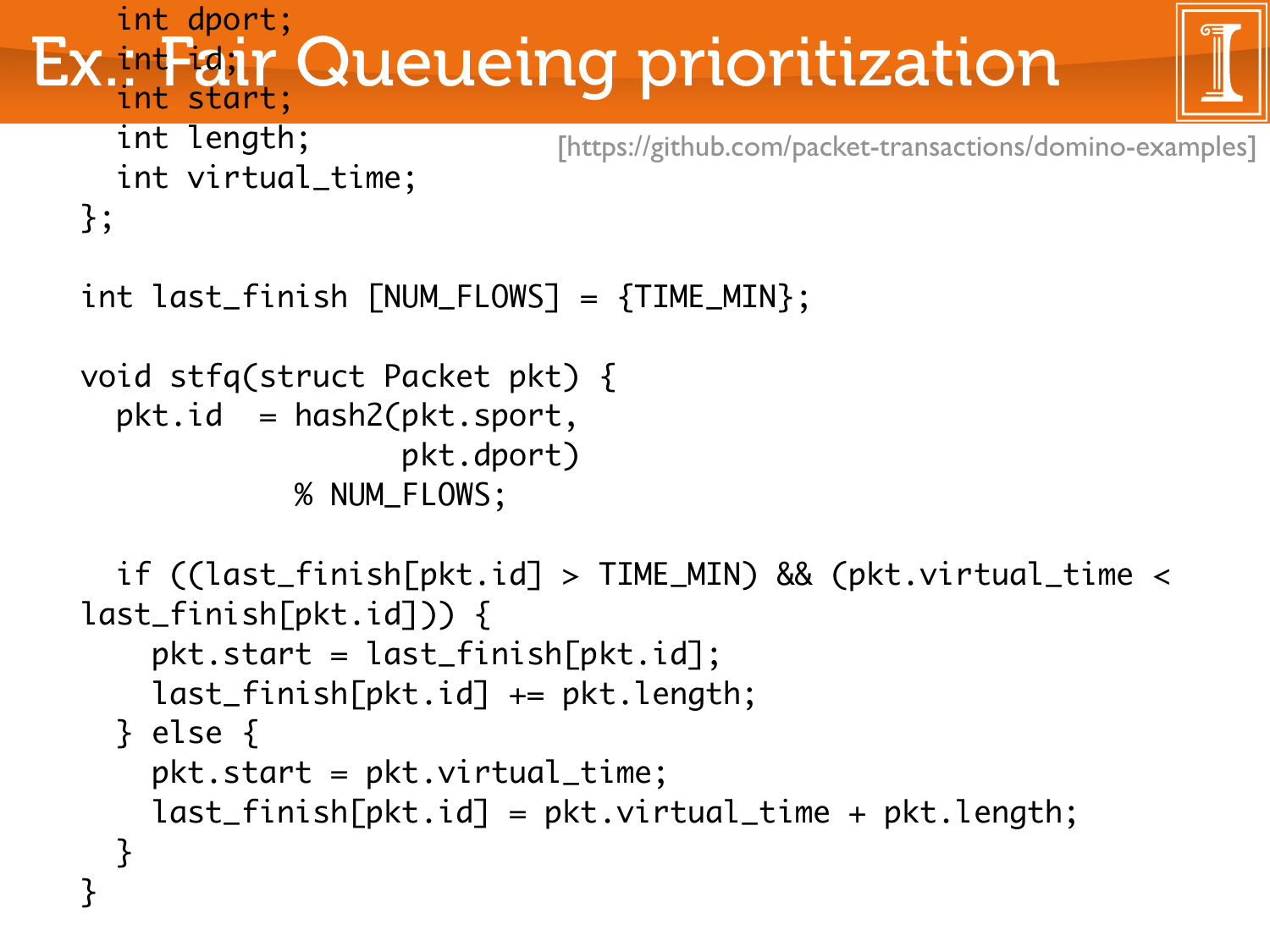# Ex.: Fair Queueing prioritization

[https://github.com/packet-transactions/domino-examples]

```
  int dport;
  int id;
  int start;
  int length;
  int virtual_time;
};

int last_finish [NUM_FLOWS] = {TIME_MIN};

void stfq(struct Packet pkt) {
  pkt.id  = hash2(pkt.sport,
                  pkt.dport)
            % NUM_FLOWS;

  if ((last_finish[pkt.id] > TIME_MIN) && (pkt.virtual_time <
last_finish[pkt.id])) {
    pkt.start = last_finish[pkt.id];
    last_finish[pkt.id] += pkt.length;
  } else {
    pkt.start = pkt.virtual_time;
    last_finish[pkt.id] = pkt.virtual_time + pkt.length;
  }
}
```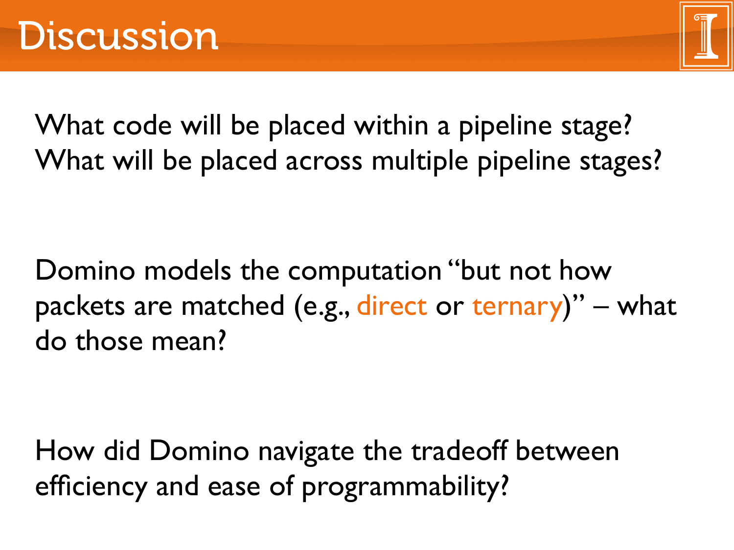# Discussion

What code will be placed within a pipeline stage?
What will be placed across multiple pipeline stages?

Domino models the computation "but not how packets are matched (e.g., direct or ternary)" – what do those mean?

How did Domino navigate the tradeoff between efficiency and ease of programmability?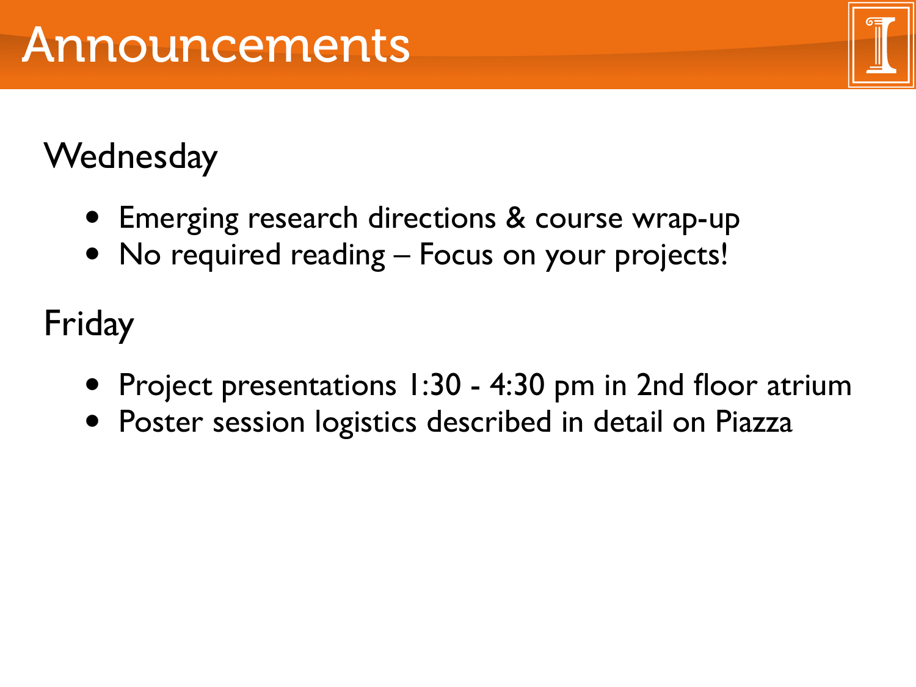# Announcements

## Wednesday

- Emerging research directions & course wrap-up
- No required reading – Focus on your projects!

## Friday

- Project presentations 1:30 - 4:30 pm in 2nd floor atrium
- Poster session logistics described in detail on Piazza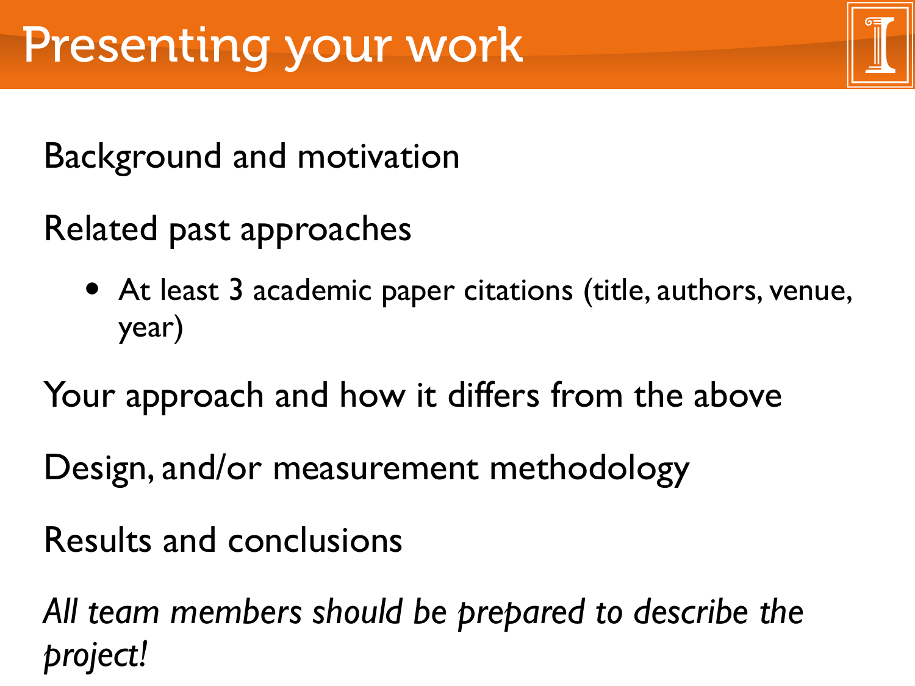# Presenting your work

Background and motivation

Related past approaches

- At least 3 academic paper citations (title, authors, venue, year)

Your approach and how it differs from the above

Design, and/or measurement methodology

Results and conclusions

*All team members should be prepared to describe the project!*